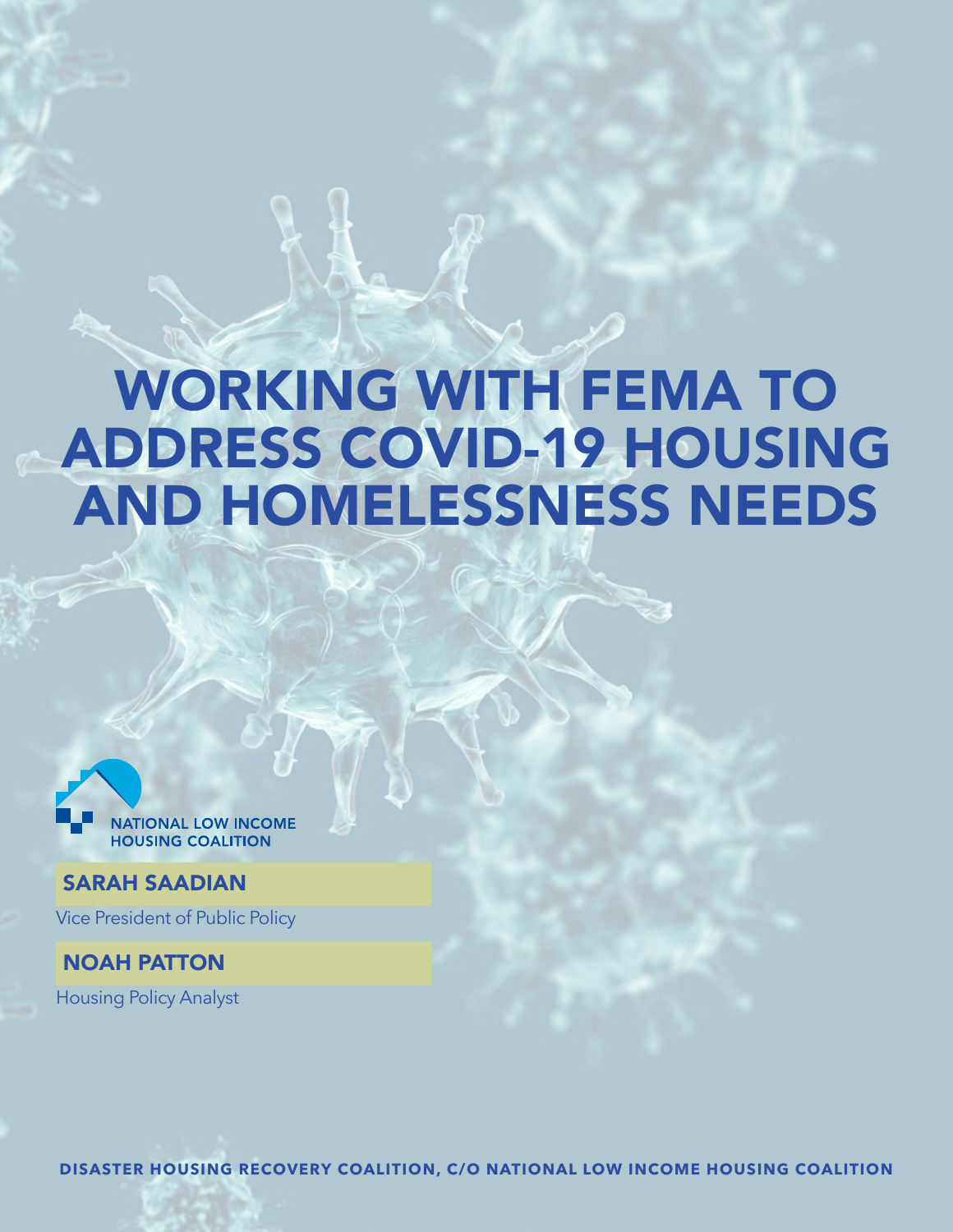# WORKING WITH FEMA TO ADDRESS COVID-19 HOUSING AND HOMELESSNESS NEEDS

NATIONAL LOW INCOME HOUSING COALITION

**SARAH SAADIAN**

Vice President of Public Policy

**NOAH PATTON**

Housing Policy Analyst

**DISASTER HOUSING RECOVERY COALITION, C/O NATIONAL LOW INCOME HOUSING COALITION**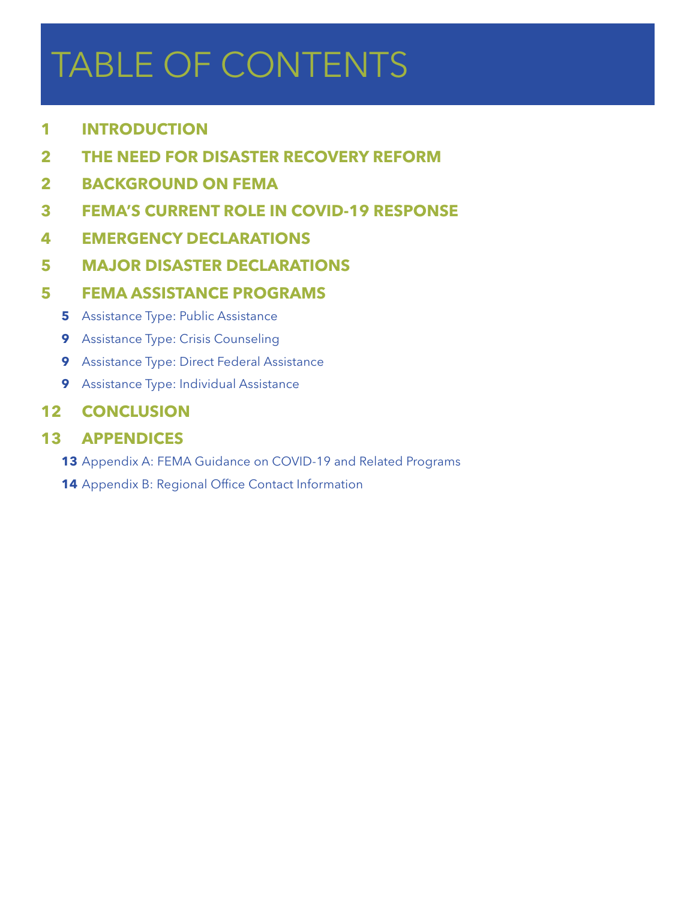# TABLE OF CONTENTS

- **1 INTRODUCTION**
- **2 THE NEED FOR DISASTER RECOVERY REFORM**
- **2 BACKGROUND ON FEMA**
- **3 FEMA'S CURRENT ROLE IN COVID-19 RESPONSE**
- **4 EMERGENCY DECLARATIONS**
- **5 MAJOR DISASTER DECLARATIONS**
- **5 FEMA ASSISTANCE PROGRAMS**
  - **5** Assistance Type: Public Assistance
  - **9** Assistance Type: Crisis Counseling
  - **9** Assistance Type: Direct Federal Assistance
  - **9** Assistance Type: Individual Assistance
- **12 CONCLUSION**
- **13 APPENDICES**
  - **13** Appendix A: FEMA Guidance on COVID-19 and Related Programs
  - **14** Appendix B: Regional Office Contact Information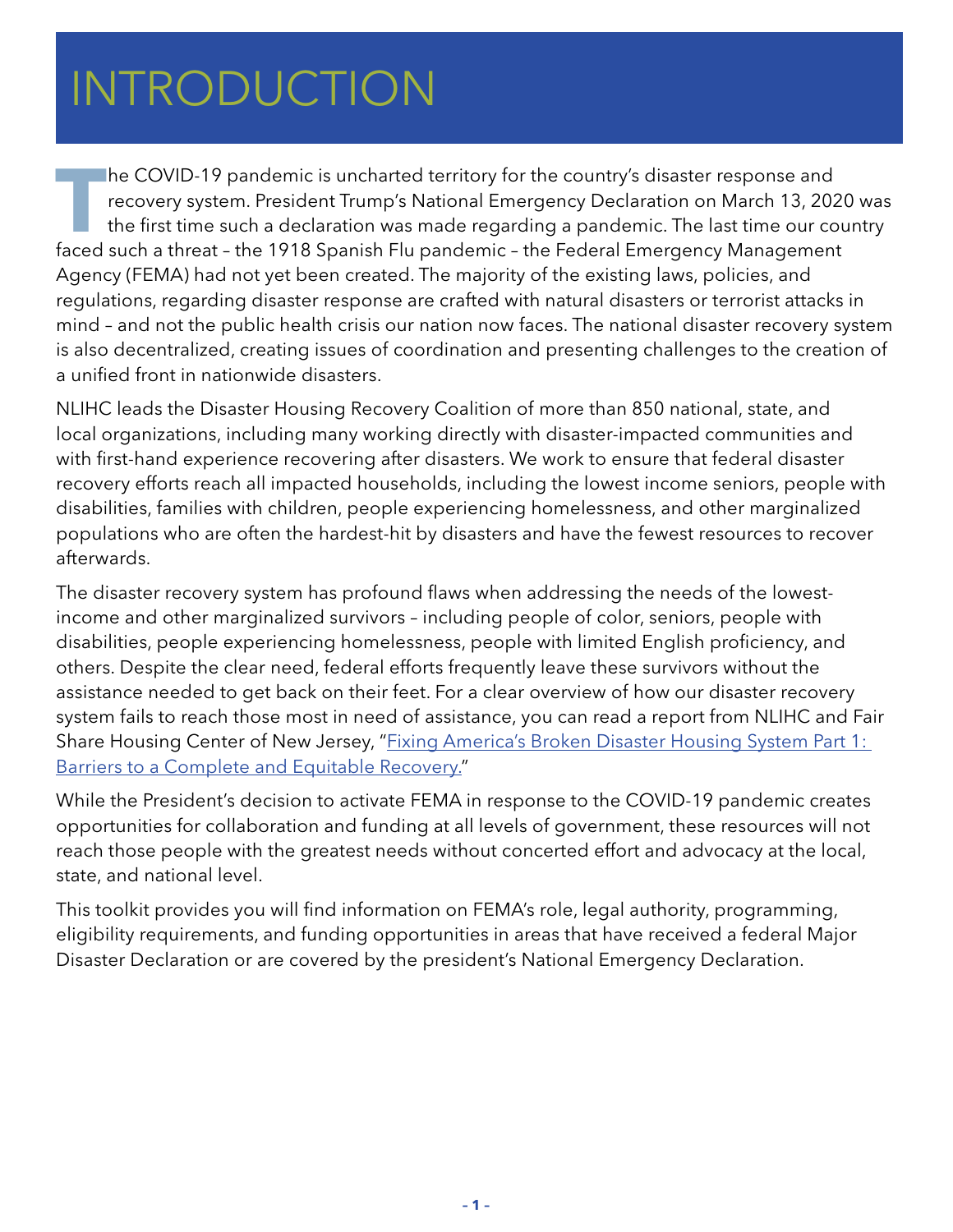# INTRODUCTION

The COVID-19 pandemic is uncharted territory for the country's disaster response and recovery system. President Trump's National Emergency Declaration on March 13, 2020 was the first time such a declaration was made regarding a pandemic. The last time our country faced such a threat – the 1918 Spanish Flu pandemic – the Federal Emergency Management Agency (FEMA) had not yet been created. The majority of the existing laws, policies, and regulations, regarding disaster response are crafted with natural disasters or terrorist attacks in mind – and not the public health crisis our nation now faces. The national disaster recovery system is also decentralized, creating issues of coordination and presenting challenges to the creation of a unified front in nationwide disasters.

NLIHC leads the Disaster Housing Recovery Coalition of more than 850 national, state, and local organizations, including many working directly with disaster-impacted communities and with first-hand experience recovering after disasters. We work to ensure that federal disaster recovery efforts reach all impacted households, including the lowest income seniors, people with disabilities, families with children, people experiencing homelessness, and other marginalized populations who are often the hardest-hit by disasters and have the fewest resources to recover afterwards.

The disaster recovery system has profound flaws when addressing the needs of the lowest-income and other marginalized survivors – including people of color, seniors, people with disabilities, people experiencing homelessness, people with limited English proficiency, and others. Despite the clear need, federal efforts frequently leave these survivors without the assistance needed to get back on their feet. For a clear overview of how our disaster recovery system fails to reach those most in need of assistance, you can read a report from NLIHC and Fair Share Housing Center of New Jersey, "Fixing America's Broken Disaster Housing System Part 1: Barriers to a Complete and Equitable Recovery."

While the President's decision to activate FEMA in response to the COVID-19 pandemic creates opportunities for collaboration and funding at all levels of government, these resources will not reach those people with the greatest needs without concerted effort and advocacy at the local, state, and national level.

This toolkit provides you will find information on FEMA's role, legal authority, programming, eligibility requirements, and funding opportunities in areas that have received a federal Major Disaster Declaration or are covered by the president's National Emergency Declaration.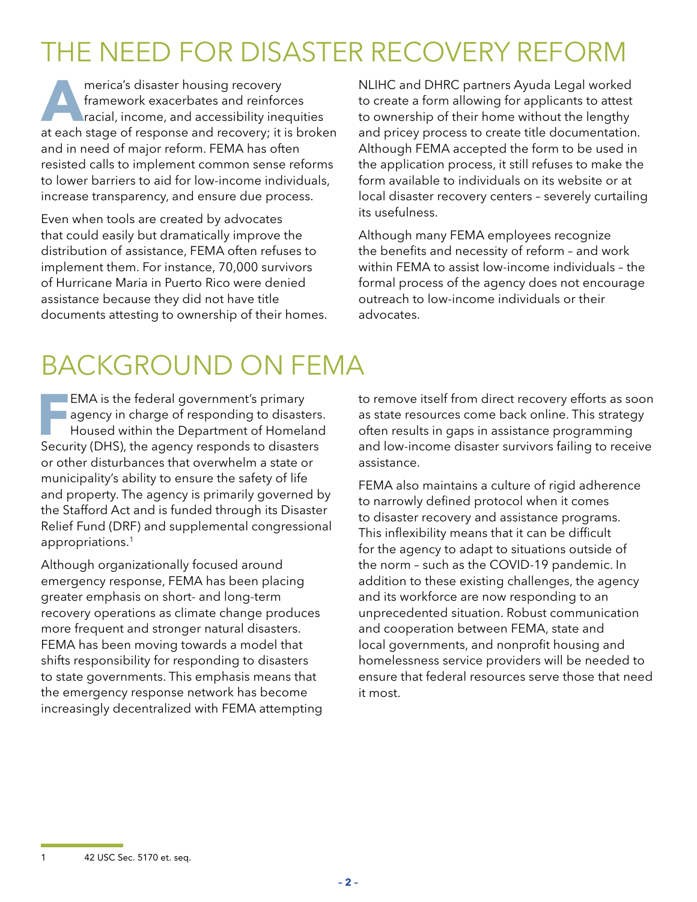# THE NEED FOR DISASTER RECOVERY REFORM

America's disaster housing recovery framework exacerbates and reinforces racial, income, and accessibility inequities at each stage of response and recovery; it is broken and in need of major reform. FEMA has often resisted calls to implement common sense reforms to lower barriers to aid for low-income individuals, increase transparency, and ensure due process.

Even when tools are created by advocates that could easily but dramatically improve the distribution of assistance, FEMA often refuses to implement them. For instance, 70,000 survivors of Hurricane Maria in Puerto Rico were denied assistance because they did not have title documents attesting to ownership of their homes. NLIHC and DHRC partners Ayuda Legal worked to create a form allowing for applicants to attest to ownership of their home without the lengthy and pricey process to create title documentation. Although FEMA accepted the form to be used in the application process, it still refuses to make the form available to individuals on its website or at local disaster recovery centers – severely curtailing its usefulness.

Although many FEMA employees recognize the benefits and necessity of reform – and work within FEMA to assist low-income individuals – the formal process of the agency does not encourage outreach to low-income individuals or their advocates.

# BACKGROUND ON FEMA

FEMA is the federal government's primary agency in charge of responding to disasters. Housed within the Department of Homeland Security (DHS), the agency responds to disasters or other disturbances that overwhelm a state or municipality's ability to ensure the safety of life and property. The agency is primarily governed by the Stafford Act and is funded through its Disaster Relief Fund (DRF) and supplemental congressional appropriations.[1]

Although organizationally focused around emergency response, FEMA has been placing greater emphasis on short- and long-term recovery operations as climate change produces more frequent and stronger natural disasters. FEMA has been moving towards a model that shifts responsibility for responding to disasters to state governments. This emphasis means that the emergency response network has become increasingly decentralized with FEMA attempting to remove itself from direct recovery efforts as soon as state resources come back online. This strategy often results in gaps in assistance programming and low-income disaster survivors failing to receive assistance.

FEMA also maintains a culture of rigid adherence to narrowly defined protocol when it comes to disaster recovery and assistance programs. This inflexibility means that it can be difficult for the agency to adapt to situations outside of the norm – such as the COVID-19 pandemic. In addition to these existing challenges, the agency and its workforce are now responding to an unprecedented situation. Robust communication and cooperation between FEMA, state and local governments, and nonprofit housing and homelessness service providers will be needed to ensure that federal resources serve those that need it most.

1 42 USC Sec. 5170 et. seq.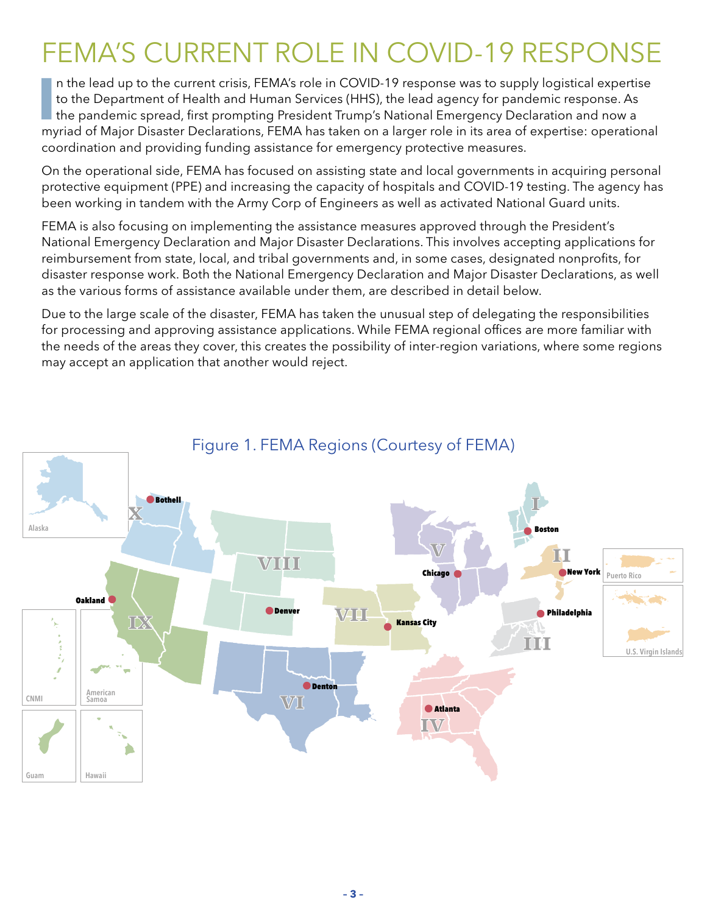# FEMA'S CURRENT ROLE IN COVID-19 RESPONSE

In the lead up to the current crisis, FEMA's role in COVID-19 response was to supply logistical expertise to the Department of Health and Human Services (HHS), the lead agency for pandemic response. As the pandemic spread, first prompting President Trump's National Emergency Declaration and now a myriad of Major Disaster Declarations, FEMA has taken on a larger role in its area of expertise: operational coordination and providing funding assistance for emergency protective measures.

On the operational side, FEMA has focused on assisting state and local governments in acquiring personal protective equipment (PPE) and increasing the capacity of hospitals and COVID-19 testing. The agency has been working in tandem with the Army Corp of Engineers as well as activated National Guard units.

FEMA is also focusing on implementing the assistance measures approved through the President's National Emergency Declaration and Major Disaster Declarations. This involves accepting applications for reimbursement from state, local, and tribal governments and, in some cases, designated nonprofits, for disaster response work. Both the National Emergency Declaration and Major Disaster Declarations, as well as the various forms of assistance available under them, are described in detail below.

Due to the large scale of the disaster, FEMA has taken the unusual step of delegating the responsibilities for processing and approving assistance applications. While FEMA regional offices are more familiar with the needs of the areas they cover, this creates the possibility of inter-region variations, where some regions may accept an application that another would reject.

Figure 1. FEMA Regions (Courtesy of FEMA)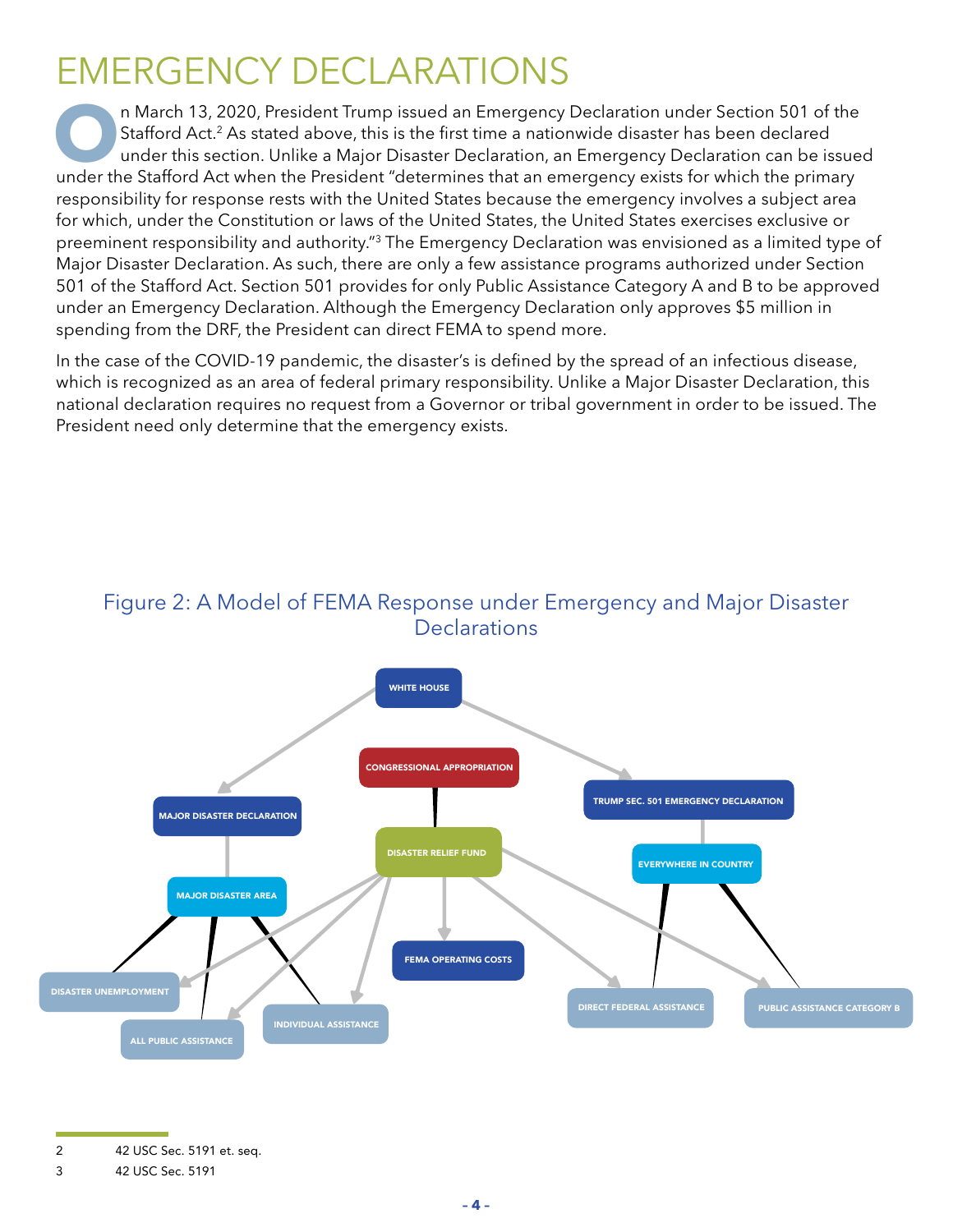# EMERGENCY DECLARATIONS

On March 13, 2020, President Trump issued an Emergency Declaration under Section 501 of the Stafford Act.[2] As stated above, this is the first time a nationwide disaster has been declared under this section. Unlike a Major Disaster Declaration, an Emergency Declaration can be issued under the Stafford Act when the President "determines that an emergency exists for which the primary responsibility for response rests with the United States because the emergency involves a subject area for which, under the Constitution or laws of the United States, the United States exercises exclusive or preeminent responsibility and authority."[3] The Emergency Declaration was envisioned as a limited type of Major Disaster Declaration. As such, there are only a few assistance programs authorized under Section 501 of the Stafford Act. Section 501 provides for only Public Assistance Category A and B to be approved under an Emergency Declaration. Although the Emergency Declaration only approves $5 million in spending from the DRF, the President can direct FEMA to spend more.

In the case of the COVID-19 pandemic, the disaster's is defined by the spread of an infectious disease, which is recognized as an area of federal primary responsibility. Unlike a Major Disaster Declaration, this national declaration requires no request from a Governor or tribal government in order to be issued. The President need only determine that the emergency exists.

Figure 2: A Model of FEMA Response under Emergency and Major Disaster Declarations

WHITE HOUSE

CONGRESSIONAL APPROPRIATION

TRUMP SEC. 501 EMERGENCY DECLARATION

MAJOR DISASTER DECLARATION

DISASTER RELIEF FUND

EVERYWHERE IN COUNTRY

MAJOR DISASTER AREA

FEMA OPERATING COSTS

DISASTER UNEMPLOYMENT

INDIVIDUAL ASSISTANCE

DIRECT FEDERAL ASSISTANCE

PUBLIC ASSISTANCE CATEGORY B

ALL PUBLIC ASSISTANCE

---

2 42 USC Sec. 5191 et. seq.

3 42 USC Sec. 5191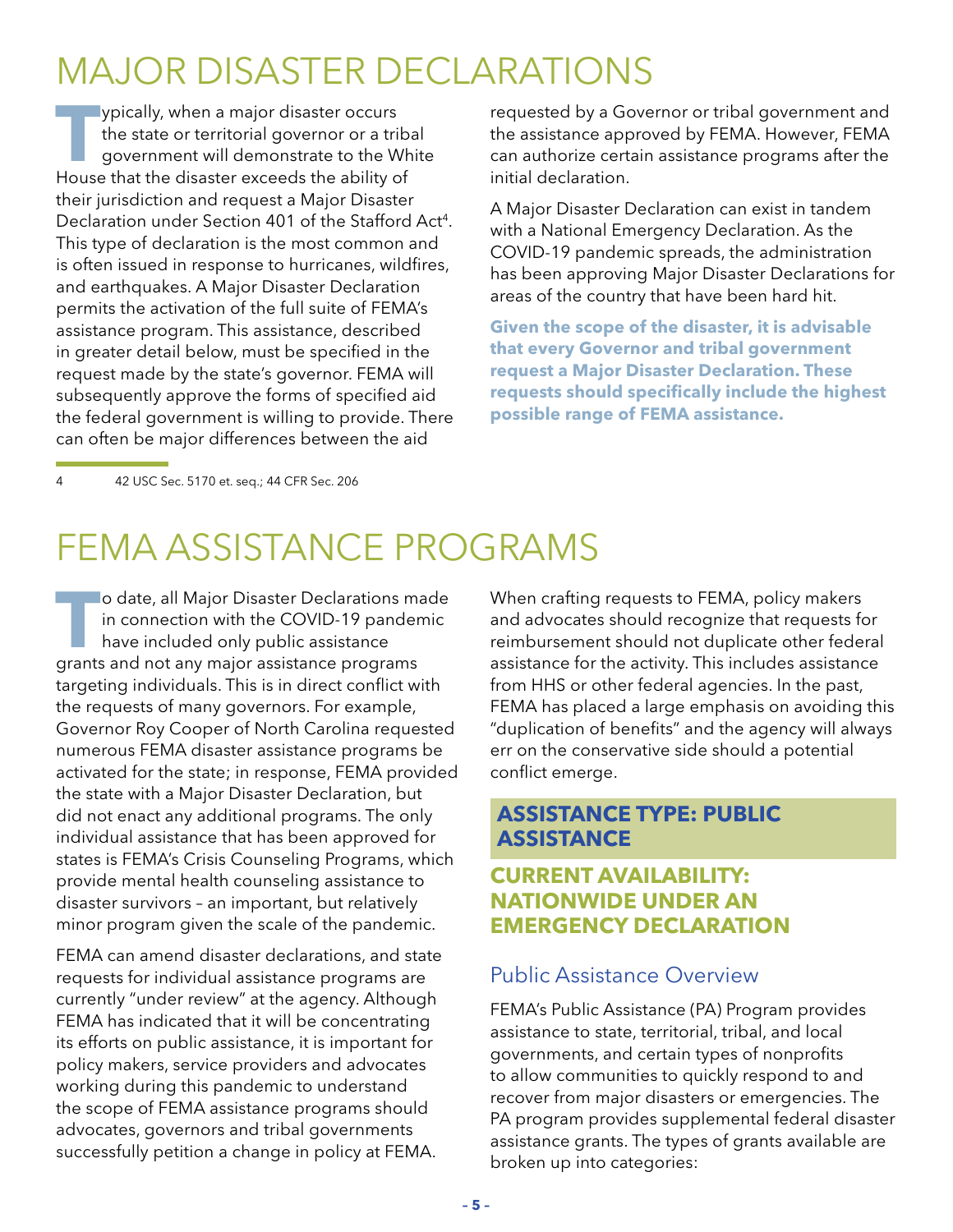# MAJOR DISASTER DECLARATIONS

Typically, when a major disaster occurs the state or territorial governor or a tribal government will demonstrate to the White House that the disaster exceeds the ability of their jurisdiction and request a Major Disaster Declaration under Section 401 of the Stafford Act[4]. This type of declaration is the most common and is often issued in response to hurricanes, wildfires, and earthquakes. A Major Disaster Declaration permits the activation of the full suite of FEMA's assistance program. This assistance, described in greater detail below, must be specified in the request made by the state's governor. FEMA will subsequently approve the forms of specified aid the federal government is willing to provide. There can often be major differences between the aid requested by a Governor or tribal government and the assistance approved by FEMA. However, FEMA can authorize certain assistance programs after the initial declaration.

A Major Disaster Declaration can exist in tandem with a National Emergency Declaration. As the COVID-19 pandemic spreads, the administration has been approving Major Disaster Declarations for areas of the country that have been hard hit.

**Given the scope of the disaster, it is advisable that every Governor and tribal government request a Major Disaster Declaration. These requests should specifically include the highest possible range of FEMA assistance.**

4 42 USC Sec. 5170 et. seq.; 44 CFR Sec. 206

# FEMA ASSISTANCE PROGRAMS

To date, all Major Disaster Declarations made in connection with the COVID-19 pandemic have included only public assistance grants and not any major assistance programs targeting individuals. This is in direct conflict with the requests of many governors. For example, Governor Roy Cooper of North Carolina requested numerous FEMA disaster assistance programs be activated for the state; in response, FEMA provided the state with a Major Disaster Declaration, but did not enact any additional programs. The only individual assistance that has been approved for states is FEMA's Crisis Counseling Programs, which provide mental health counseling assistance to disaster survivors – an important, but relatively minor program given the scale of the pandemic.

FEMA can amend disaster declarations, and state requests for individual assistance programs are currently "under review" at the agency. Although FEMA has indicated that it will be concentrating its efforts on public assistance, it is important for policy makers, service providers and advocates working during this pandemic to understand the scope of FEMA assistance programs should advocates, governors and tribal governments successfully petition a change in policy at FEMA.

When crafting requests to FEMA, policy makers and advocates should recognize that requests for reimbursement should not duplicate other federal assistance for the activity. This includes assistance from HHS or other federal agencies. In the past, FEMA has placed a large emphasis on avoiding this "duplication of benefits" and the agency will always err on the conservative side should a potential conflict emerge.

## ASSISTANCE TYPE: PUBLIC ASSISTANCE

### CURRENT AVAILABILITY: NATIONWIDE UNDER AN EMERGENCY DECLARATION

### Public Assistance Overview

FEMA's Public Assistance (PA) Program provides assistance to state, territorial, tribal, and local governments, and certain types of nonprofits to allow communities to quickly respond to and recover from major disasters or emergencies. The PA program provides supplemental federal disaster assistance grants. The types of grants available are broken up into categories: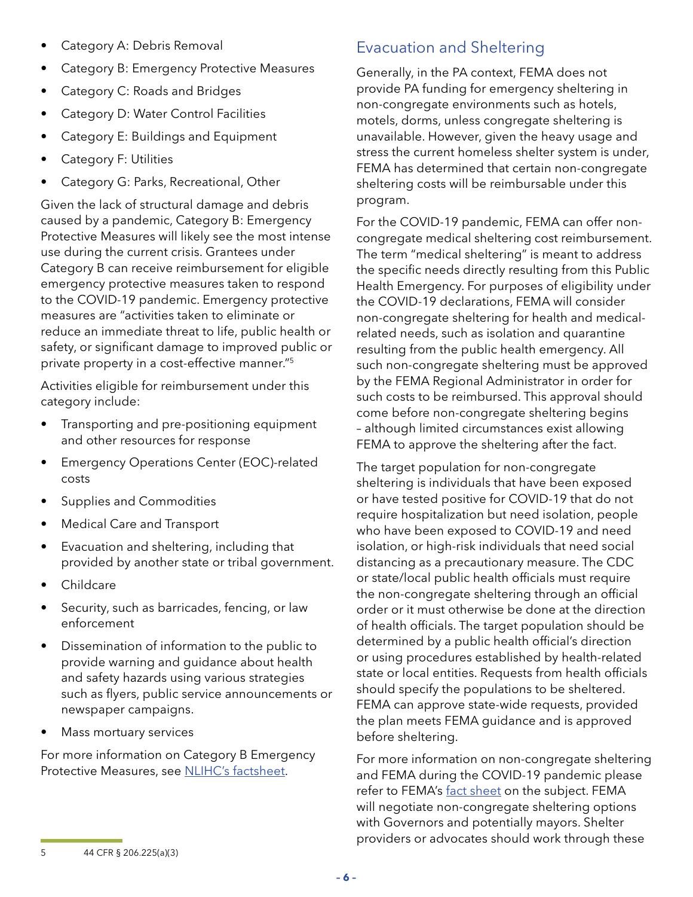- Category A: Debris Removal
- Category B: Emergency Protective Measures
- Category C: Roads and Bridges
- Category D: Water Control Facilities
- Category E: Buildings and Equipment
- Category F: Utilities
- Category G: Parks, Recreational, Other

Given the lack of structural damage and debris caused by a pandemic, Category B: Emergency Protective Measures will likely see the most intense use during the current crisis. Grantees under Category B can receive reimbursement for eligible emergency protective measures taken to respond to the COVID-19 pandemic. Emergency protective measures are "activities taken to eliminate or reduce an immediate threat to life, public health or safety, or significant damage to improved public or private property in a cost-effective manner."[5]

Activities eligible for reimbursement under this category include:

- Transporting and pre-positioning equipment and other resources for response
- Emergency Operations Center (EOC)-related costs
- Supplies and Commodities
- Medical Care and Transport
- Evacuation and sheltering, including that provided by another state or tribal government.
- Childcare
- Security, such as barricades, fencing, or law enforcement
- Dissemination of information to the public to provide warning and guidance about health and safety hazards using various strategies such as flyers, public service announcements or newspaper campaigns.
- Mass mortuary services

For more information on Category B Emergency Protective Measures, see NLIHC's factsheet.

## Evacuation and Sheltering

Generally, in the PA context, FEMA does not provide PA funding for emergency sheltering in non-congregate environments such as hotels, motels, dorms, unless congregate sheltering is unavailable. However, given the heavy usage and stress the current homeless shelter system is under, FEMA has determined that certain non-congregate sheltering costs will be reimbursable under this program.

For the COVID-19 pandemic, FEMA can offer non-congregate medical sheltering cost reimbursement. The term "medical sheltering" is meant to address the specific needs directly resulting from this Public Health Emergency. For purposes of eligibility under the COVID-19 declarations, FEMA will consider non-congregate sheltering for health and medical-related needs, such as isolation and quarantine resulting from the public health emergency. All such non-congregate sheltering must be approved by the FEMA Regional Administrator in order for such costs to be reimbursed. This approval should come before non-congregate sheltering begins – although limited circumstances exist allowing FEMA to approve the sheltering after the fact.

The target population for non-congregate sheltering is individuals that have been exposed or have tested positive for COVID-19 that do not require hospitalization but need isolation, people who have been exposed to COVID-19 and need isolation, or high-risk individuals that need social distancing as a precautionary measure. The CDC or state/local public health officials must require the non-congregate sheltering through an official order or it must otherwise be done at the direction of health officials. The target population should be determined by a public health official's direction or using procedures established by health-related state or local entities. Requests from health officials should specify the populations to be sheltered. FEMA can approve state-wide requests, provided the plan meets FEMA guidance and is approved before sheltering.

For more information on non-congregate sheltering and FEMA during the COVID-19 pandemic please refer to FEMA's fact sheet on the subject. FEMA will negotiate non-congregate sheltering options with Governors and potentially mayors. Shelter providers or advocates should work through these

---

5 44 CFR § 206.225(a)(3)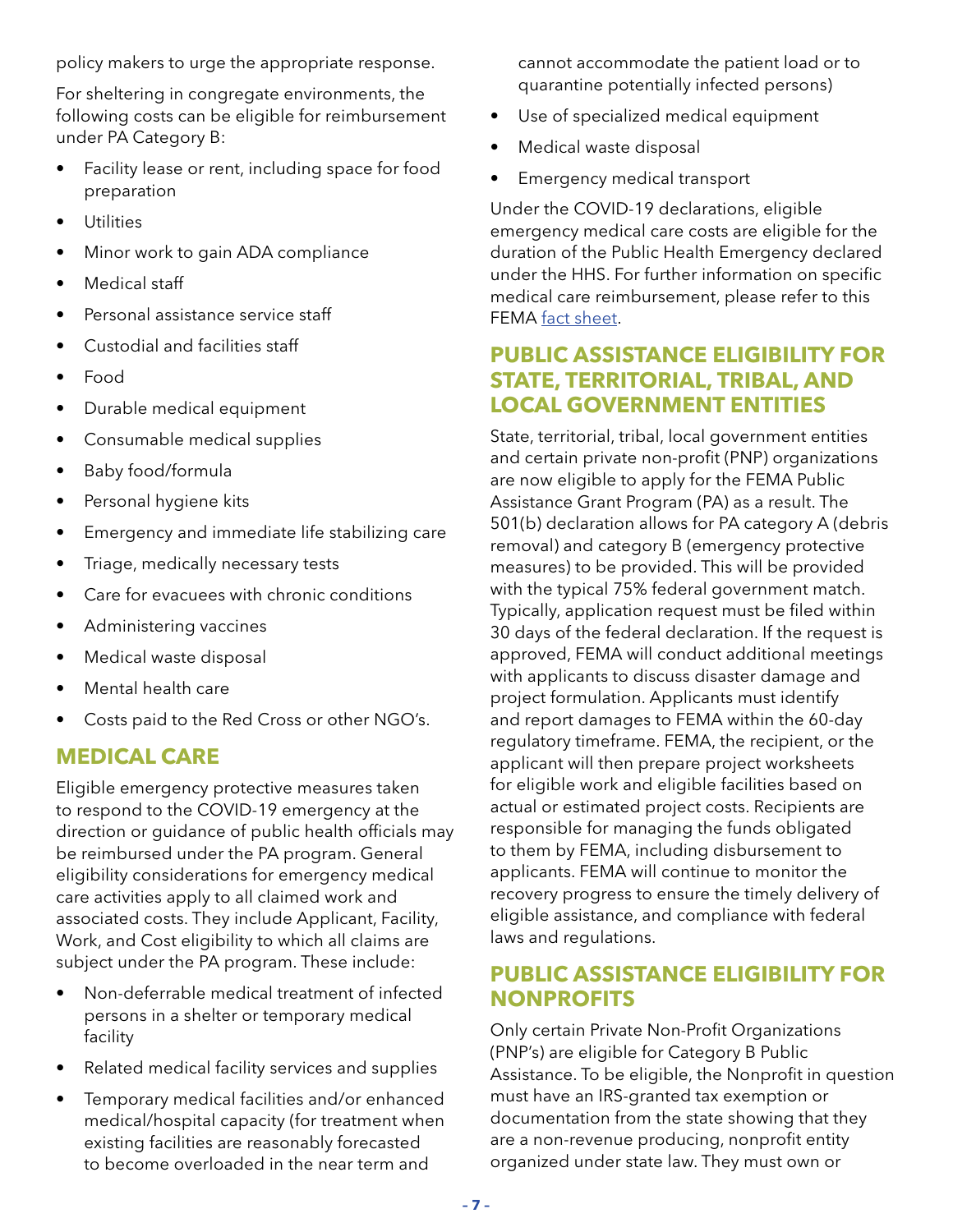policy makers to urge the appropriate response.

For sheltering in congregate environments, the following costs can be eligible for reimbursement under PA Category B:

- Facility lease or rent, including space for food preparation
- Utilities
- Minor work to gain ADA compliance
- Medical staff
- Personal assistance service staff
- Custodial and facilities staff
- Food
- Durable medical equipment
- Consumable medical supplies
- Baby food/formula
- Personal hygiene kits
- Emergency and immediate life stabilizing care
- Triage, medically necessary tests
- Care for evacuees with chronic conditions
- Administering vaccines
- Medical waste disposal
- Mental health care
- Costs paid to the Red Cross or other NGO's.

## MEDICAL CARE

Eligible emergency protective measures taken to respond to the COVID-19 emergency at the direction or guidance of public health officials may be reimbursed under the PA program. General eligibility considerations for emergency medical care activities apply to all claimed work and associated costs. They include Applicant, Facility, Work, and Cost eligibility to which all claims are subject under the PA program. These include:

- Non-deferrable medical treatment of infected persons in a shelter or temporary medical facility
- Related medical facility services and supplies
- Temporary medical facilities and/or enhanced medical/hospital capacity (for treatment when existing facilities are reasonably forecasted to become overloaded in the near term and cannot accommodate the patient load or to quarantine potentially infected persons)
- Use of specialized medical equipment
- Medical waste disposal
- Emergency medical transport

Under the COVID-19 declarations, eligible emergency medical care costs are eligible for the duration of the Public Health Emergency declared under the HHS. For further information on specific medical care reimbursement, please refer to this FEMA [fact sheet](fact sheet).

## PUBLIC ASSISTANCE ELIGIBILITY FOR STATE, TERRITORIAL, TRIBAL, AND LOCAL GOVERNMENT ENTITIES

State, territorial, tribal, local government entities and certain private non-profit (PNP) organizations are now eligible to apply for the FEMA Public Assistance Grant Program (PA) as a result. The 501(b) declaration allows for PA category A (debris removal) and category B (emergency protective measures) to be provided. This will be provided with the typical 75% federal government match. Typically, application request must be filed within 30 days of the federal declaration. If the request is approved, FEMA will conduct additional meetings with applicants to discuss disaster damage and project formulation. Applicants must identify and report damages to FEMA within the 60-day regulatory timeframe. FEMA, the recipient, or the applicant will then prepare project worksheets for eligible work and eligible facilities based on actual or estimated project costs. Recipients are responsible for managing the funds obligated to them by FEMA, including disbursement to applicants. FEMA will continue to monitor the recovery progress to ensure the timely delivery of eligible assistance, and compliance with federal laws and regulations.

## PUBLIC ASSISTANCE ELIGIBILITY FOR NONPROFITS

Only certain Private Non-Profit Organizations (PNP's) are eligible for Category B Public Assistance. To be eligible, the Nonprofit in question must have an IRS-granted tax exemption or documentation from the state showing that they are a non-revenue producing, nonprofit entity organized under state law. They must own or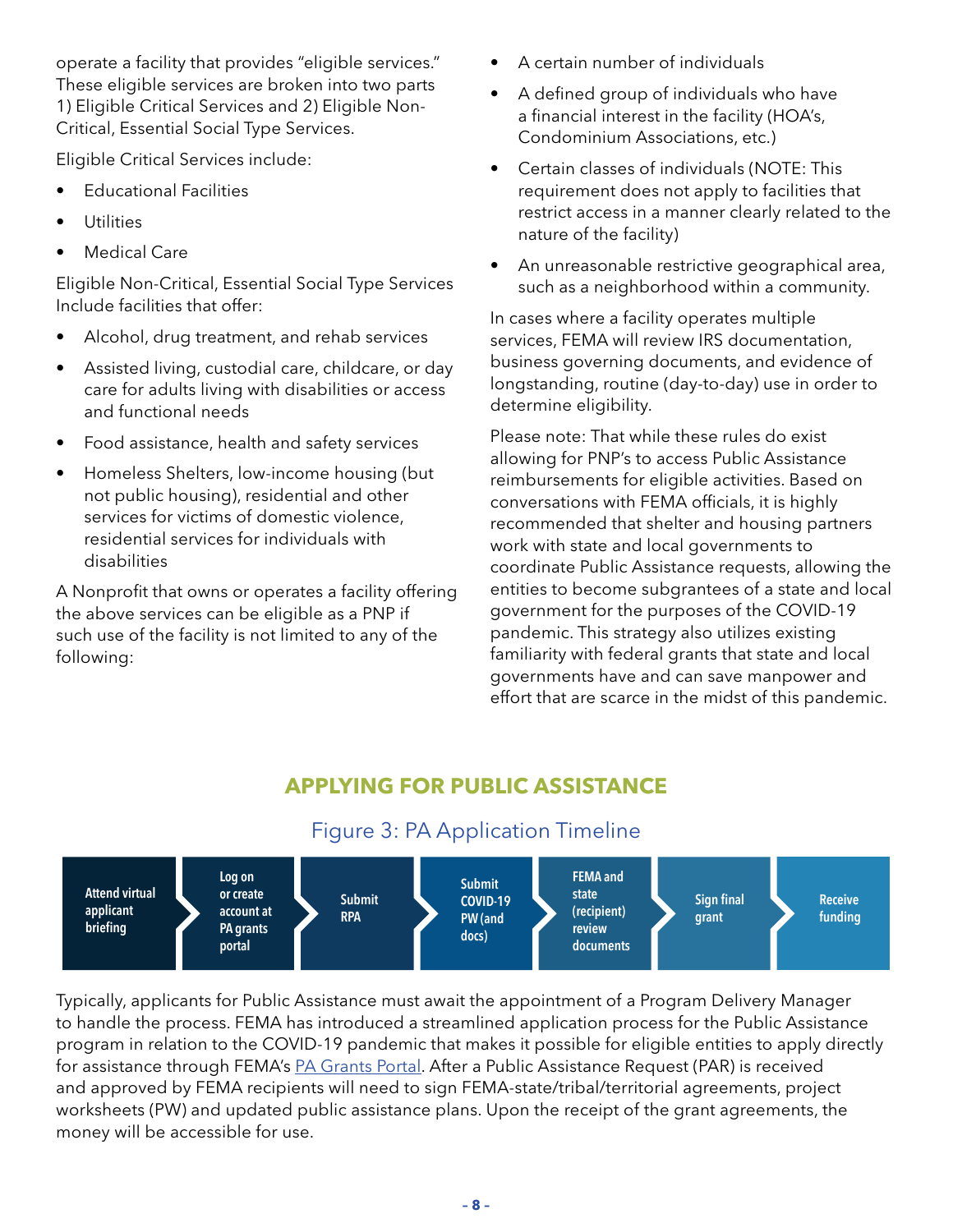operate a facility that provides "eligible services." These eligible services are broken into two parts 1) Eligible Critical Services and 2) Eligible Non-Critical, Essential Social Type Services.

Eligible Critical Services include:

- Educational Facilities
- Utilities
- Medical Care

Eligible Non-Critical, Essential Social Type Services Include facilities that offer:

- Alcohol, drug treatment, and rehab services
- Assisted living, custodial care, childcare, or day care for adults living with disabilities or access and functional needs
- Food assistance, health and safety services
- Homeless Shelters, low-income housing (but not public housing), residential and other services for victims of domestic violence, residential services for individuals with disabilities

A Nonprofit that owns or operates a facility offering the above services can be eligible as a PNP if such use of the facility is not limited to any of the following:

- A certain number of individuals
- A defined group of individuals who have a financial interest in the facility (HOA's, Condominium Associations, etc.)
- Certain classes of individuals (NOTE: This requirement does not apply to facilities that restrict access in a manner clearly related to the nature of the facility)
- An unreasonable restrictive geographical area, such as a neighborhood within a community.

In cases where a facility operates multiple services, FEMA will review IRS documentation, business governing documents, and evidence of longstanding, routine (day-to-day) use in order to determine eligibility.

Please note: That while these rules do exist allowing for PNP's to access Public Assistance reimbursements for eligible activities. Based on conversations with FEMA officials, it is highly recommended that shelter and housing partners work with state and local governments to coordinate Public Assistance requests, allowing the entities to become subgrantees of a state and local government for the purposes of the COVID-19 pandemic. This strategy also utilizes existing familiarity with federal grants that state and local governments have and can save manpower and effort that are scarce in the midst of this pandemic.

## APPLYING FOR PUBLIC ASSISTANCE

### Figure 3: PA Application Timeline

Attend virtual applicant briefing → Log on or create account at PA grants portal → Submit RPA → Submit COVID-19 PW (and docs) → FEMA and state (recipient) review documents → Sign final grant → Receive funding

Typically, applicants for Public Assistance must await the appointment of a Program Delivery Manager to handle the process. FEMA has introduced a streamlined application process for the Public Assistance program in relation to the COVID-19 pandemic that makes it possible for eligible entities to apply directly for assistance through FEMA's PA Grants Portal. After a Public Assistance Request (PAR) is received and approved by FEMA recipients will need to sign FEMA-state/tribal/territorial agreements, project worksheets (PW) and updated public assistance plans. Upon the receipt of the grant agreements, the money will be accessible for use.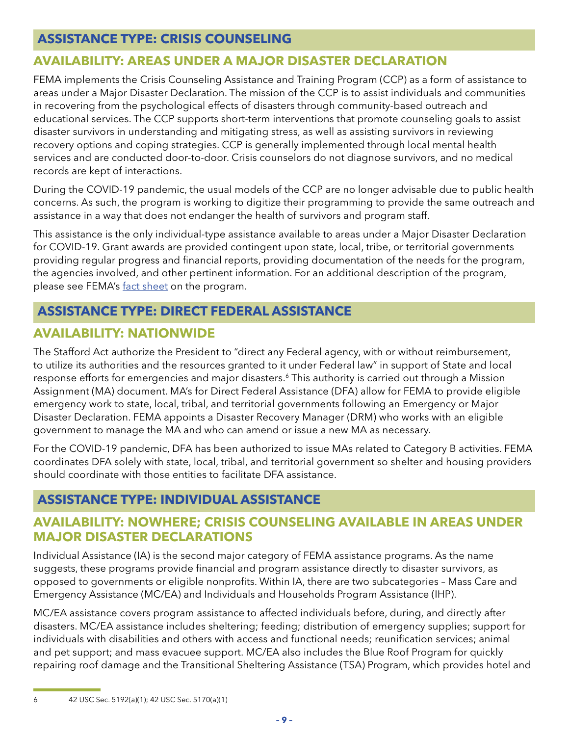## ASSISTANCE TYPE: CRISIS COUNSELING

### AVAILABILITY: AREAS UNDER A MAJOR DISASTER DECLARATION

FEMA implements the Crisis Counseling Assistance and Training Program (CCP) as a form of assistance to areas under a Major Disaster Declaration. The mission of the CCP is to assist individuals and communities in recovering from the psychological effects of disasters through community-based outreach and educational services. The CCP supports short-term interventions that promote counseling goals to assist disaster survivors in understanding and mitigating stress, as well as assisting survivors in reviewing recovery options and coping strategies. CCP is generally implemented through local mental health services and are conducted door-to-door. Crisis counselors do not diagnose survivors, and no medical records are kept of interactions.

During the COVID-19 pandemic, the usual models of the CCP are no longer advisable due to public health concerns. As such, the program is working to digitize their programming to provide the same outreach and assistance in a way that does not endanger the health of survivors and program staff.

This assistance is the only individual-type assistance available to areas under a Major Disaster Declaration for COVID-19. Grant awards are provided contingent upon state, local, tribe, or territorial governments providing regular progress and financial reports, providing documentation of the needs for the program, the agencies involved, and other pertinent information. For an additional description of the program, please see FEMA's fact sheet on the program.

## ASSISTANCE TYPE: DIRECT FEDERAL ASSISTANCE

### AVAILABILITY: NATIONWIDE

The Stafford Act authorize the President to "direct any Federal agency, with or without reimbursement, to utilize its authorities and the resources granted to it under Federal law" in support of State and local response efforts for emergencies and major disasters.[6] This authority is carried out through a Mission Assignment (MA) document. MA's for Direct Federal Assistance (DFA) allow for FEMA to provide eligible emergency work to state, local, tribal, and territorial governments following an Emergency or Major Disaster Declaration. FEMA appoints a Disaster Recovery Manager (DRM) who works with an eligible government to manage the MA and who can amend or issue a new MA as necessary.

For the COVID-19 pandemic, DFA has been authorized to issue MAs related to Category B activities. FEMA coordinates DFA solely with state, local, tribal, and territorial government so shelter and housing providers should coordinate with those entities to facilitate DFA assistance.

## ASSISTANCE TYPE: INDIVIDUAL ASSISTANCE

### AVAILABILITY: NOWHERE; CRISIS COUNSELING AVAILABLE IN AREAS UNDER MAJOR DISASTER DECLARATIONS

Individual Assistance (IA) is the second major category of FEMA assistance programs. As the name suggests, these programs provide financial and program assistance directly to disaster survivors, as opposed to governments or eligible nonprofits. Within IA, there are two subcategories – Mass Care and Emergency Assistance (MC/EA) and Individuals and Households Program Assistance (IHP).

MC/EA assistance covers program assistance to affected individuals before, during, and directly after disasters. MC/EA assistance includes sheltering; feeding; distribution of emergency supplies; support for individuals with disabilities and others with access and functional needs; reunification services; animal and pet support; and mass evacuee support. MC/EA also includes the Blue Roof Program for quickly repairing roof damage and the Transitional Sheltering Assistance (TSA) Program, which provides hotel and

---

6 42 USC Sec. 5192(a)(1); 42 USC Sec. 5170(a)(1)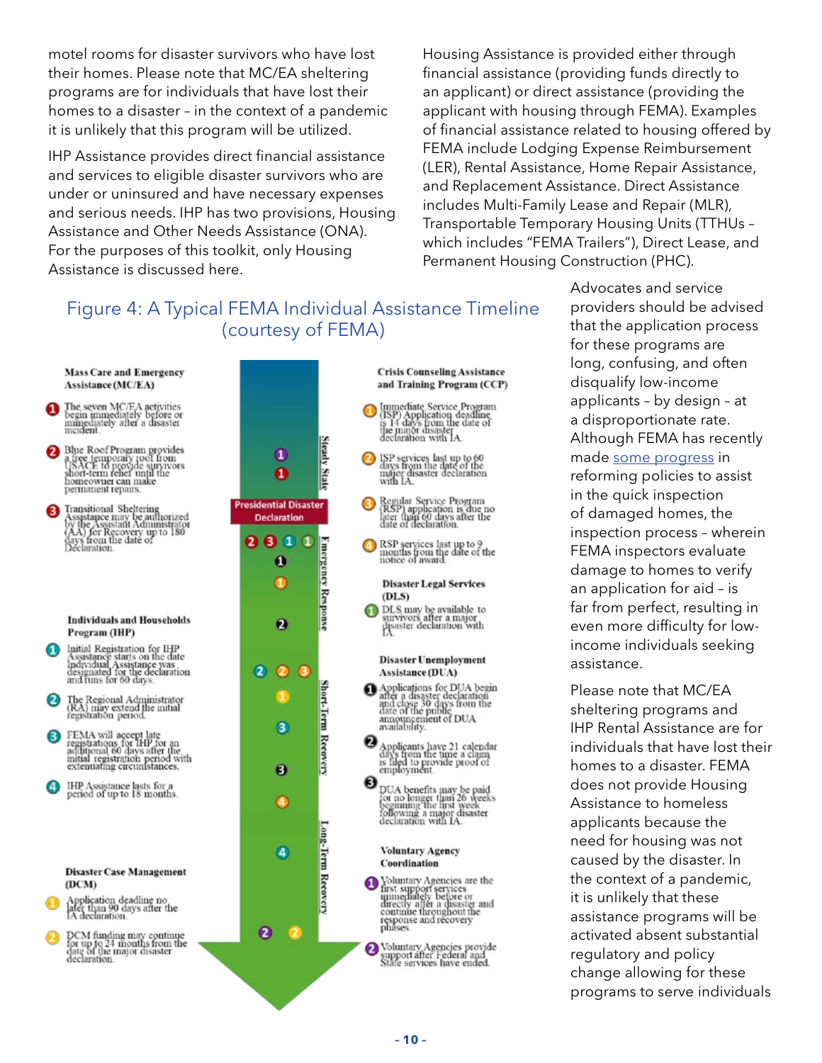motel rooms for disaster survivors who have lost their homes. Please note that MC/EA sheltering programs are for individuals that have lost their homes to a disaster – in the context of a pandemic it is unlikely that this program will be utilized.

IHP Assistance provides direct financial assistance and services to eligible disaster survivors who are under or uninsured and have necessary expenses and serious needs. IHP has two provisions, Housing Assistance and Other Needs Assistance (ONA). For the purposes of this toolkit, only Housing Assistance is discussed here.

Housing Assistance is provided either through financial assistance (providing funds directly to an applicant) or direct assistance (providing the applicant with housing through FEMA). Examples of financial assistance related to housing offered by FEMA include Lodging Expense Reimbursement (LER), Rental Assistance, Home Repair Assistance, and Replacement Assistance. Direct Assistance includes Multi-Family Lease and Repair (MLR), Transportable Temporary Housing Units (TTHUs – which includes "FEMA Trailers"), Direct Lease, and Permanent Housing Construction (PHC).

## Figure 4: A Typical FEMA Individual Assistance Timeline (courtesy of FEMA)

**Mass Care and Emergency Assistance (MC/EA)**

1. The seven MC/EA activities begin immediately before or immediately after a disaster incident.
2. Blue Roof Program provides a free temporary roof from USACE to provide survivors short-term relief until the homeowner can make permanent repairs.
3. Transitional Sheltering Assistance may be authorized by the Assistant Administrator (AA) for Recovery up to 180 days from the date of Declaration.

**Individuals and Households Program (IHP)**

1. Initial Registration for IHP Assistance starts on the date Individual Assistance was designated for the declaration and runs for 60 days.
2. The Regional Administrator (RA) may extend the initial registration period.
3. FEMA will accept late registrations for IHP for an additional 60 days after the initial registration period with extenuating circumstances.
4. IHP Assistance lasts for a period of up to 18 months.

**Disaster Case Management (DCM)**

1. Application deadline no later than 90 days after the IA declaration.
2. DCM funding may continue for up to 24 months from the date of the major disaster declaration.

Steady State — Presidential Disaster Declaration — Emergency Response — Short-Term Recovery — Long-Term Recovery

**Crisis Counseling Assistance and Training Program (CCP)**

1. Immediate Service Program (ISP) Application deadline is 14 days from the date of the major disaster declaration with IA.
2. ISP services last up to 60 days from the date of the major disaster declaration with IA.
3. Regular Service Program (RSP) application is due no later than 60 days after the date of declaration.
4. RSP services last up to 9 months from the date of the notice of award.

**Disaster Legal Services (DLS)**

1. DLS may be available to survivors after a major disaster declaration with IA.

**Disaster Unemployment Assistance (DUA)**

1. Applications for DUA begin after a disaster declaration and close 30 days from the date of the public announcement of DUA availability.
2. Applicants have 21 calendar days from the time a claim is filed to provide proof of employment.
3. DUA benefits may be paid for no longer than 26 weeks beginning the first week following a major disaster declaration with IA.

**Voluntary Agency Coordination**

1. Voluntary Agencies are the first support services immediately before or directly after a disaster and continue throughout the response and recovery phases.
2. Voluntary Agencies provide support after Federal and State services have ended.

Advocates and service providers should be advised that the application process for these programs are long, confusing, and often disqualify low-income applicants – by design – at a disproportionate rate. Although FEMA has recently made some progress in reforming policies to assist in the quick inspection of damaged homes, the inspection process – wherein FEMA inspectors evaluate damage to homes to verify an application for aid – is far from perfect, resulting in even more difficulty for low-income individuals seeking assistance.

Please note that MC/EA sheltering programs and IHP Rental Assistance are for individuals that have lost their homes to a disaster. FEMA does not provide Housing Assistance to homeless applicants because the need for housing was not caused by the disaster. In the context of a pandemic, it is unlikely that these assistance programs will be activated absent substantial regulatory and policy change allowing for these programs to serve individuals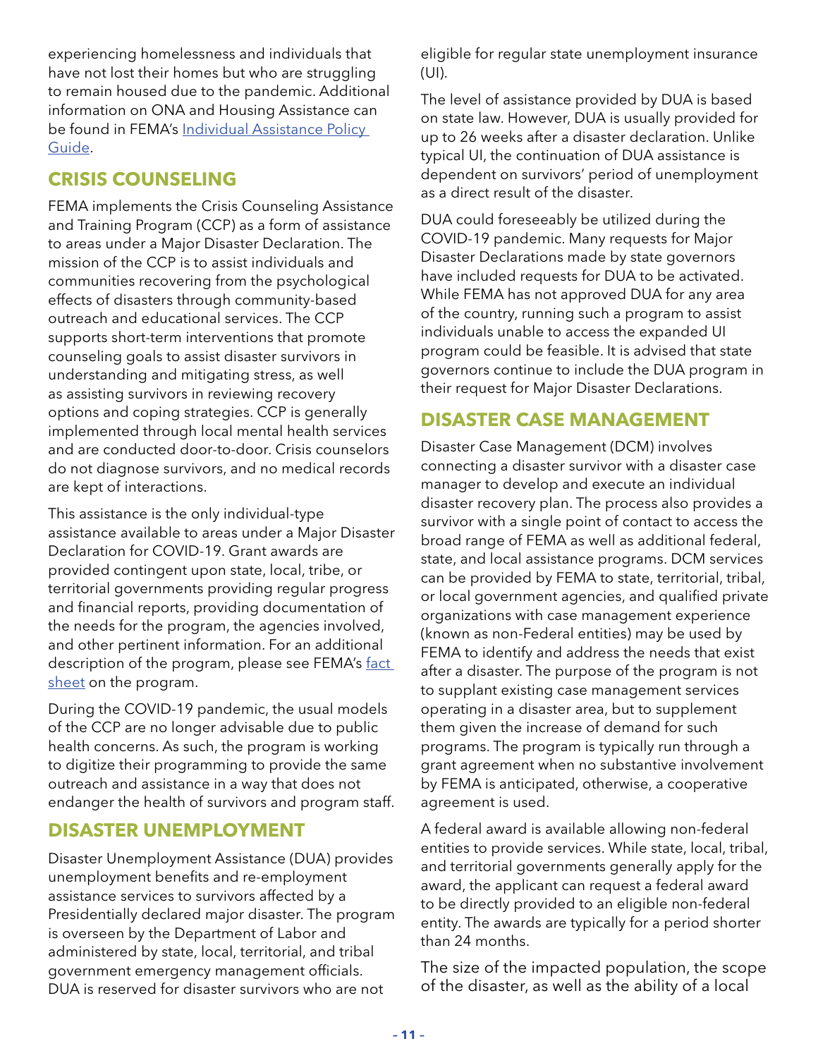experiencing homelessness and individuals that have not lost their homes but who are struggling to remain housed due to the pandemic. Additional information on ONA and Housing Assistance can be found in FEMA's Individual Assistance Policy Guide.

## CRISIS COUNSELING

FEMA implements the Crisis Counseling Assistance and Training Program (CCP) as a form of assistance to areas under a Major Disaster Declaration. The mission of the CCP is to assist individuals and communities recovering from the psychological effects of disasters through community-based outreach and educational services. The CCP supports short-term interventions that promote counseling goals to assist disaster survivors in understanding and mitigating stress, as well as assisting survivors in reviewing recovery options and coping strategies. CCP is generally implemented through local mental health services and are conducted door-to-door. Crisis counselors do not diagnose survivors, and no medical records are kept of interactions.

This assistance is the only individual-type assistance available to areas under a Major Disaster Declaration for COVID-19. Grant awards are provided contingent upon state, local, tribe, or territorial governments providing regular progress and financial reports, providing documentation of the needs for the program, the agencies involved, and other pertinent information. For an additional description of the program, please see FEMA's fact sheet on the program.

During the COVID-19 pandemic, the usual models of the CCP are no longer advisable due to public health concerns. As such, the program is working to digitize their programming to provide the same outreach and assistance in a way that does not endanger the health of survivors and program staff.

## DISASTER UNEMPLOYMENT

Disaster Unemployment Assistance (DUA) provides unemployment benefits and re-employment assistance services to survivors affected by a Presidentially declared major disaster. The program is overseen by the Department of Labor and administered by state, local, territorial, and tribal government emergency management officials. DUA is reserved for disaster survivors who are not eligible for regular state unemployment insurance (UI).

The level of assistance provided by DUA is based on state law. However, DUA is usually provided for up to 26 weeks after a disaster declaration. Unlike typical UI, the continuation of DUA assistance is dependent on survivors' period of unemployment as a direct result of the disaster.

DUA could foreseeably be utilized during the COVID-19 pandemic. Many requests for Major Disaster Declarations made by state governors have included requests for DUA to be activated. While FEMA has not approved DUA for any area of the country, running such a program to assist individuals unable to access the expanded UI program could be feasible. It is advised that state governors continue to include the DUA program in their request for Major Disaster Declarations.

## DISASTER CASE MANAGEMENT

Disaster Case Management (DCM) involves connecting a disaster survivor with a disaster case manager to develop and execute an individual disaster recovery plan. The process also provides a survivor with a single point of contact to access the broad range of FEMA as well as additional federal, state, and local assistance programs. DCM services can be provided by FEMA to state, territorial, tribal, or local government agencies, and qualified private organizations with case management experience (known as non-Federal entities) may be used by FEMA to identify and address the needs that exist after a disaster. The purpose of the program is not to supplant existing case management services operating in a disaster area, but to supplement them given the increase of demand for such programs. The program is typically run through a grant agreement when no substantive involvement by FEMA is anticipated, otherwise, a cooperative agreement is used.

A federal award is available allowing non-federal entities to provide services. While state, local, tribal, and territorial governments generally apply for the award, the applicant can request a federal award to be directly provided to an eligible non-federal entity. The awards are typically for a period shorter than 24 months.

The size of the impacted population, the scope of the disaster, as well as the ability of a local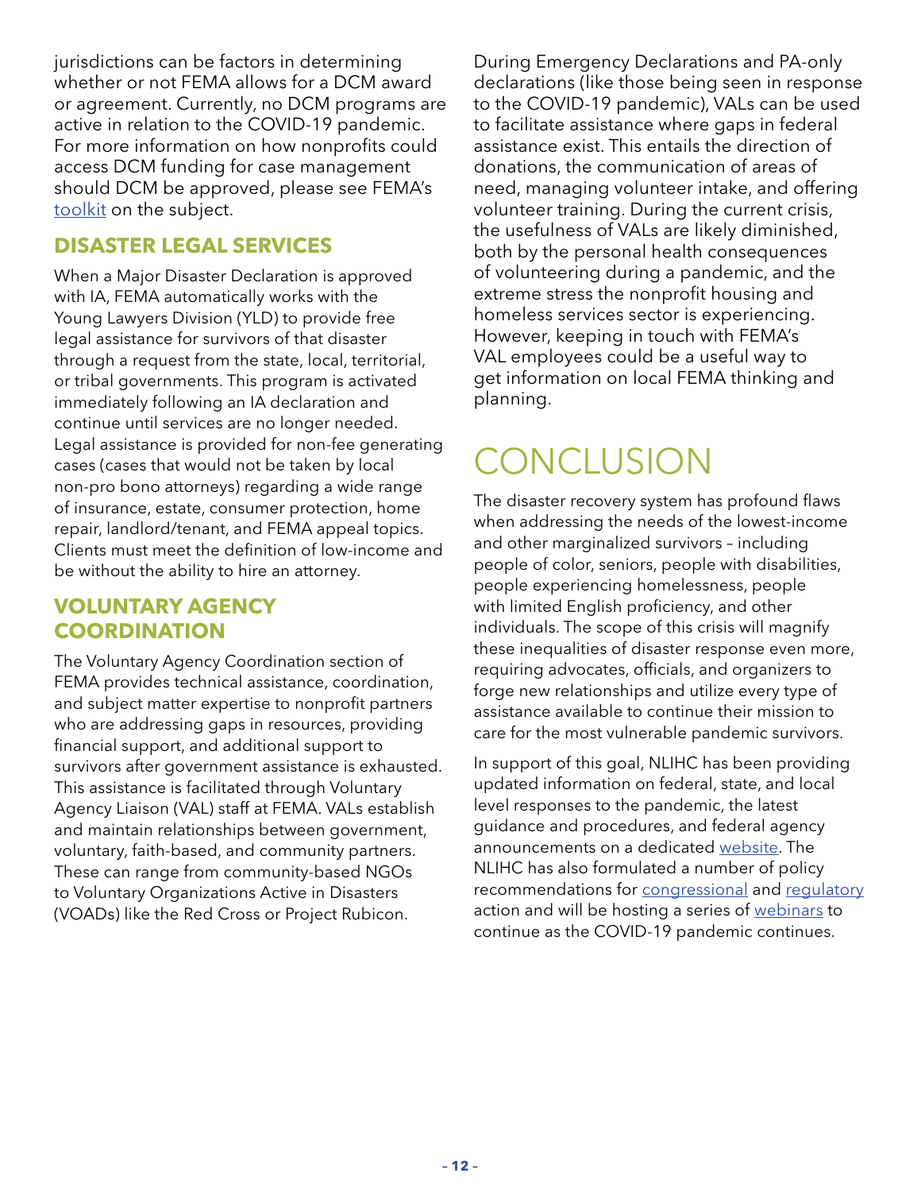jurisdictions can be factors in determining whether or not FEMA allows for a DCM award or agreement. Currently, no DCM programs are active in relation to the COVID-19 pandemic. For more information on how nonprofits could access DCM funding for case management should DCM be approved, please see FEMA's toolkit on the subject.

### DISASTER LEGAL SERVICES

When a Major Disaster Declaration is approved with IA, FEMA automatically works with the Young Lawyers Division (YLD) to provide free legal assistance for survivors of that disaster through a request from the state, local, territorial, or tribal governments. This program is activated immediately following an IA declaration and continue until services are no longer needed. Legal assistance is provided for non-fee generating cases (cases that would not be taken by local non-pro bono attorneys) regarding a wide range of insurance, estate, consumer protection, home repair, landlord/tenant, and FEMA appeal topics. Clients must meet the definition of low-income and be without the ability to hire an attorney.

### VOLUNTARY AGENCY COORDINATION

The Voluntary Agency Coordination section of FEMA provides technical assistance, coordination, and subject matter expertise to nonprofit partners who are addressing gaps in resources, providing financial support, and additional support to survivors after government assistance is exhausted. This assistance is facilitated through Voluntary Agency Liaison (VAL) staff at FEMA. VALs establish and maintain relationships between government, voluntary, faith-based, and community partners. These can range from community-based NGOs to Voluntary Organizations Active in Disasters (VOADs) like the Red Cross or Project Rubicon.

During Emergency Declarations and PA-only declarations (like those being seen in response to the COVID-19 pandemic), VALs can be used to facilitate assistance where gaps in federal assistance exist. This entails the direction of donations, the communication of areas of need, managing volunteer intake, and offering volunteer training. During the current crisis, the usefulness of VALs are likely diminished, both by the personal health consequences of volunteering during a pandemic, and the extreme stress the nonprofit housing and homeless services sector is experiencing. However, keeping in touch with FEMA's VAL employees could be a useful way to get information on local FEMA thinking and planning.

## CONCLUSION

The disaster recovery system has profound flaws when addressing the needs of the lowest-income and other marginalized survivors – including people of color, seniors, people with disabilities, people experiencing homelessness, people with limited English proficiency, and other individuals. The scope of this crisis will magnify these inequalities of disaster response even more, requiring advocates, officials, and organizers to forge new relationships and utilize every type of assistance available to continue their mission to care for the most vulnerable pandemic survivors.

In support of this goal, NLIHC has been providing updated information on federal, state, and local level responses to the pandemic, the latest guidance and procedures, and federal agency announcements on a dedicated website. The NLIHC has also formulated a number of policy recommendations for congressional and regulatory action and will be hosting a series of webinars to continue as the COVID-19 pandemic continues.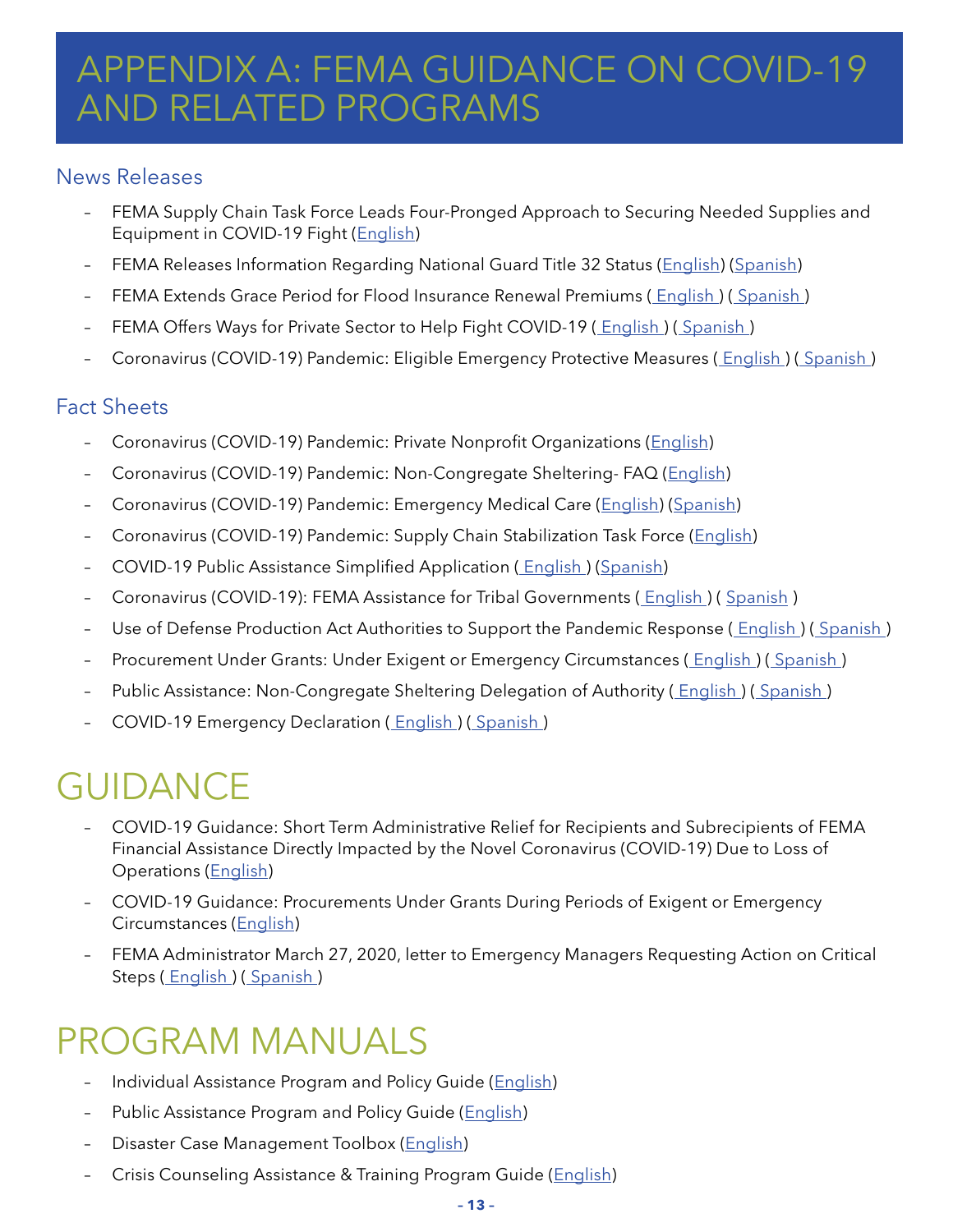# APPENDIX A: FEMA GUIDANCE ON COVID-19 AND RELATED PROGRAMS

## News Releases

- FEMA Supply Chain Task Force Leads Four-Pronged Approach to Securing Needed Supplies and Equipment in COVID-19 Fight (English)
- FEMA Releases Information Regarding National Guard Title 32 Status (English) (Spanish)
- FEMA Extends Grace Period for Flood Insurance Renewal Premiums ( English ) ( Spanish )
- FEMA Offers Ways for Private Sector to Help Fight COVID-19 ( English ) ( Spanish )
- Coronavirus (COVID-19) Pandemic: Eligible Emergency Protective Measures ( English ) ( Spanish )

## Fact Sheets

- Coronavirus (COVID-19) Pandemic: Private Nonprofit Organizations (English)
- Coronavirus (COVID-19) Pandemic: Non-Congregate Sheltering- FAQ (English)
- Coronavirus (COVID-19) Pandemic: Emergency Medical Care (English) (Spanish)
- Coronavirus (COVID-19) Pandemic: Supply Chain Stabilization Task Force (English)
- COVID-19 Public Assistance Simplified Application ( English ) (Spanish)
- Coronavirus (COVID-19): FEMA Assistance for Tribal Governments ( English ) ( Spanish )
- Use of Defense Production Act Authorities to Support the Pandemic Response ( English ) ( Spanish )
- Procurement Under Grants: Under Exigent or Emergency Circumstances ( English ) ( Spanish )
- Public Assistance: Non-Congregate Sheltering Delegation of Authority ( English ) ( Spanish )
- COVID-19 Emergency Declaration ( English ) ( Spanish )

# GUIDANCE

- COVID-19 Guidance: Short Term Administrative Relief for Recipients and Subrecipients of FEMA Financial Assistance Directly Impacted by the Novel Coronavirus (COVID-19) Due to Loss of Operations (English)
- COVID-19 Guidance: Procurements Under Grants During Periods of Exigent or Emergency Circumstances (English)
- FEMA Administrator March 27, 2020, letter to Emergency Managers Requesting Action on Critical Steps ( English ) ( Spanish )

# PROGRAM MANUALS

- Individual Assistance Program and Policy Guide (English)
- Public Assistance Program and Policy Guide (English)
- Disaster Case Management Toolbox (English)
- Crisis Counseling Assistance & Training Program Guide (English)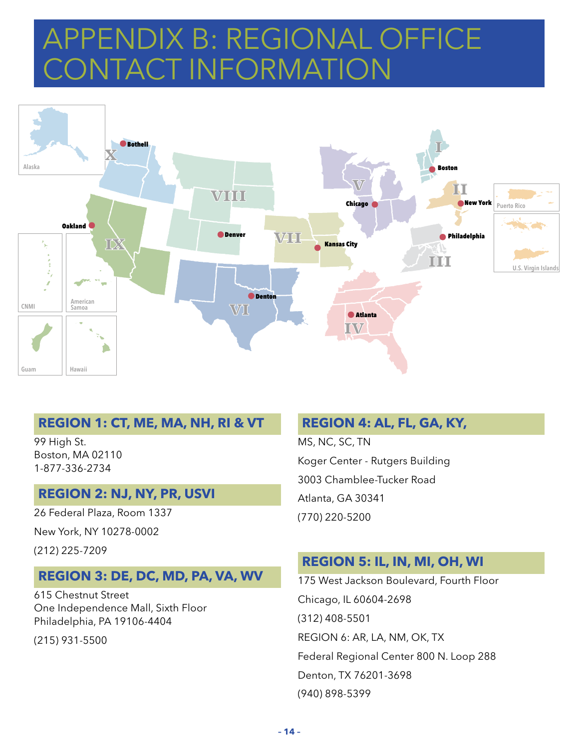# APPENDIX B: REGIONAL OFFICE CONTACT INFORMATION

## REGION 1: CT, ME, MA, NH, RI & VT

99 High St.
Boston, MA 02110
1-877-336-2734

## REGION 2: NJ, NY, PR, USVI

26 Federal Plaza, Room 1337

New York, NY 10278-0002

(212) 225-7209

## REGION 3: DE, DC, MD, PA, VA, WV

615 Chestnut Street
One Independence Mall, Sixth Floor
Philadelphia, PA 19106-4404

(215) 931-5500

## REGION 4: AL, FL, GA, KY,

MS, NC, SC, TN

Koger Center - Rutgers Building

3003 Chamblee-Tucker Road

Atlanta, GA 30341

(770) 220-5200

## REGION 5: IL, IN, MI, OH, WI

175 West Jackson Boulevard, Fourth Floor

Chicago, IL 60604-2698

(312) 408-5501

REGION 6: AR, LA, NM, OK, TX

Federal Regional Center 800 N. Loop 288

Denton, TX 76201-3698

(940) 898-5399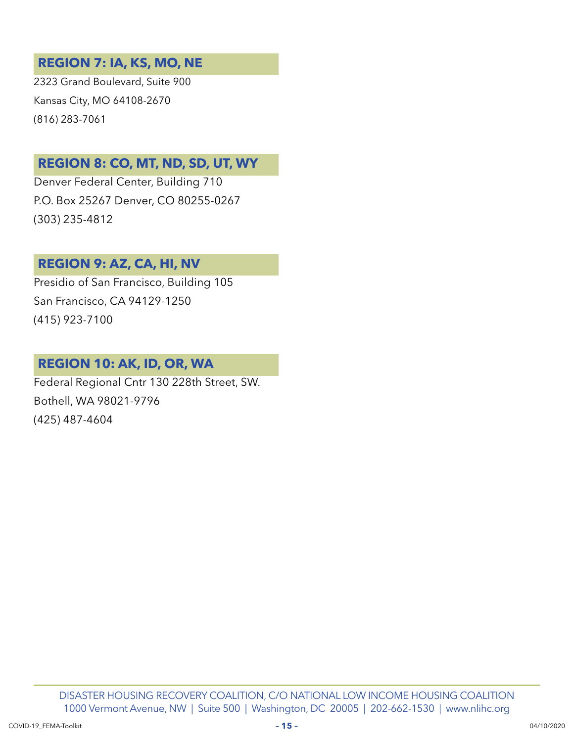## REGION 7: IA, KS, MO, NE

2323 Grand Boulevard, Suite 900

Kansas City, MO 64108-2670

(816) 283-7061

## REGION 8: CO, MT, ND, SD, UT, WY

Denver Federal Center, Building 710

P.O. Box 25267 Denver, CO 80255-0267

(303) 235-4812

## REGION 9: AZ, CA, HI, NV

Presidio of San Francisco, Building 105

San Francisco, CA 94129-1250

(415) 923-7100

## REGION 10: AK, ID, OR, WA

Federal Regional Cntr 130 228th Street, SW.

Bothell, WA 98021-9796

(425) 487-4604